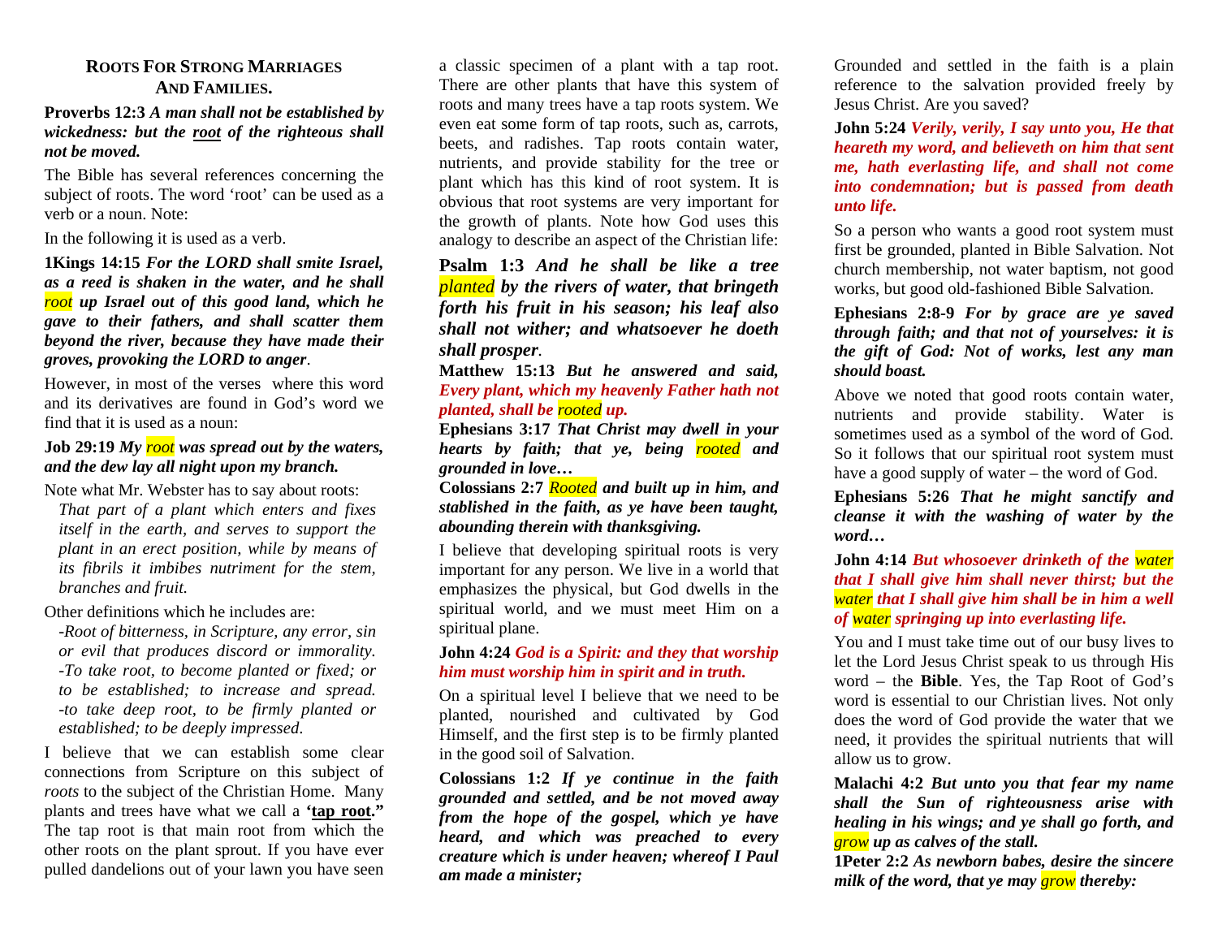## ROOTS FOR STRONG MARRIAGES AND FAMILIES.

**Proverbs 12:3** ***A man shall not be established by wickedness: but the root of the righteous shall not be moved.***

The Bible has several references concerning the subject of roots. The word 'root' can be used as a verb or a noun. Note:

In the following it is used as a verb.

**1Kings 14:15** ***For the LORD shall smite Israel, as a reed is shaken in the water, and he shall root up Israel out of this good land, which he gave to their fathers, and shall scatter them beyond the river, because they have made their groves, provoking the LORD to anger***.

However, in most of the verses where this word and its derivatives are found in God's word we find that it is used as a noun:

**Job 29:19** ***My root was spread out by the waters, and the dew lay all night upon my branch.***

Note what Mr. Webster has to say about roots:

> *That part of a plant which enters and fixes itself in the earth, and serves to support the plant in an erect position, while by means of its fibrils it imbibes nutriment for the stem, branches and fruit.*

Other definitions which he includes are:

> *-Root of bitterness, in Scripture, any error, sin or evil that produces discord or immorality.*
> *-To take root, to become planted or fixed; or to be established; to increase and spread.*
> *-to take deep root, to be firmly planted or established; to be deeply impressed.*

I believe that we can establish some clear connections from Scripture on this subject of *roots* to the subject of the Christian Home. Many plants and trees have what we call a **'tap root.'** The tap root is that main root from which the other roots on the plant sprout. If you have ever pulled dandelions out of your lawn you have seen a classic specimen of a plant with a tap root. There are other plants that have this system of roots and many trees have a tap roots system. We even eat some form of tap roots, such as, carrots, beets, and radishes. Tap roots contain water, nutrients, and provide stability for the tree or plant which has this kind of root system. It is obvious that root systems are very important for the growth of plants. Note how God uses this analogy to describe an aspect of the Christian life:

**Psalm 1:3** ***And he shall be like a tree planted by the rivers of water, that bringeth forth his fruit in his season; his leaf also shall not wither; and whatsoever he doeth shall prosper***.

**Matthew 15:13** ***But he answered and said, Every plant, which my heavenly Father hath not planted, shall be rooted up.***

**Ephesians 3:17** ***That Christ may dwell in your hearts by faith; that ye, being rooted and grounded in love…***

**Colossians 2:7** ***Rooted and built up in him, and stablished in the faith, as ye have been taught, abounding therein with thanksgiving.***

I believe that developing spiritual roots is very important for any person. We live in a world that emphasizes the physical, but God dwells in the spiritual world, and we must meet Him on a spiritual plane.

**John 4:24** ***God is a Spirit: and they that worship him must worship him in spirit and in truth.***

On a spiritual level I believe that we need to be planted, nourished and cultivated by God Himself, and the first step is to be firmly planted in the good soil of Salvation.

**Colossians 1:2** ***If ye continue in the faith grounded and settled, and be not moved away from the hope of the gospel, which ye have heard, and which was preached to every creature which is under heaven; whereof I Paul am made a minister;***

Grounded and settled in the faith is a plain reference to the salvation provided freely by Jesus Christ. Are you saved?

**John 5:24** ***Verily, verily, I say unto you, He that heareth my word, and believeth on him that sent me, hath everlasting life, and shall not come into condemnation; but is passed from death unto life.***

So a person who wants a good root system must first be grounded, planted in Bible Salvation. Not church membership, not water baptism, not good works, but good old-fashioned Bible Salvation.

**Ephesians 2:8-9** ***For by grace are ye saved through faith; and that not of yourselves: it is the gift of God: Not of works, lest any man should boast.***

Above we noted that good roots contain water, nutrients and provide stability. Water is sometimes used as a symbol of the word of God. So it follows that our spiritual root system must have a good supply of water – the word of God.

**Ephesians 5:26** ***That he might sanctify and cleanse it with the washing of water by the word…***

**John 4:14** ***But whosoever drinketh of the water that I shall give him shall never thirst; but the water that I shall give him shall be in him a well of water springing up into everlasting life.***

You and I must take time out of our busy lives to let the Lord Jesus Christ speak to us through His word – the **Bible**. Yes, the Tap Root of God's word is essential to our Christian lives. Not only does the word of God provide the water that we need, it provides the spiritual nutrients that will allow us to grow.

**Malachi 4:2** ***But unto you that fear my name shall the Sun of righteousness arise with healing in his wings; and ye shall go forth, and grow up as calves of the stall.***

**1Peter 2:2** ***As newborn babes, desire the sincere milk of the word, that ye may grow thereby:***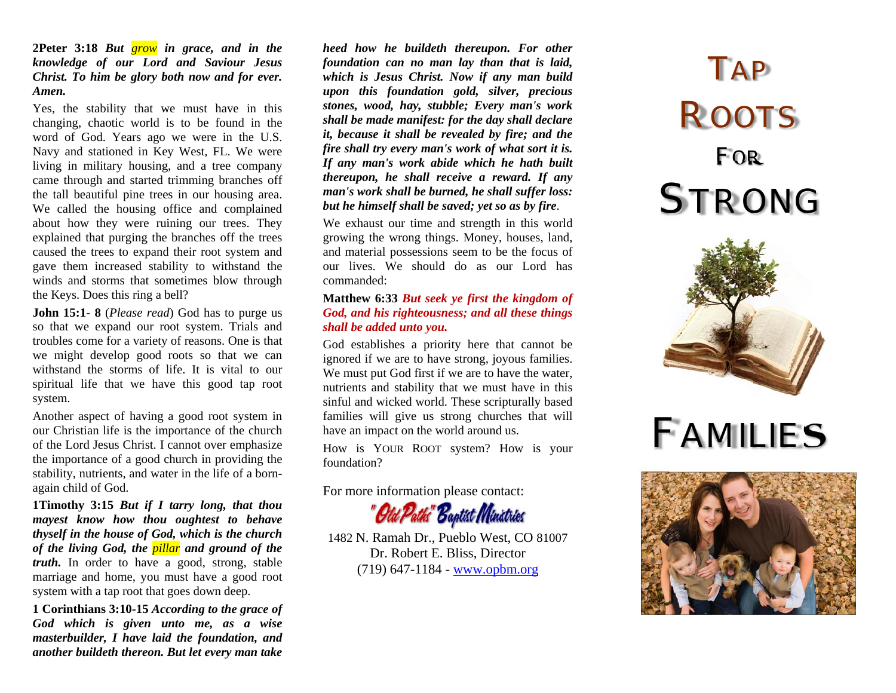**2Peter 3:18** ***But grow in grace, and in the knowledge of our Lord and Saviour Jesus Christ. To him be glory both now and for ever. Amen.***

Yes, the stability that we must have in this changing, chaotic world is to be found in the word of God. Years ago we were in the U.S. Navy and stationed in Key West, FL. We were living in military housing, and a tree company came through and started trimming branches off the tall beautiful pine trees in our housing area. We called the housing office and complained about how they were ruining our trees. They explained that purging the branches off the trees caused the trees to expand their root system and gave them increased stability to withstand the winds and storms that sometimes blow through the Keys. Does this ring a bell?

**John 15:1- 8** (*Please read*) God has to purge us so that we expand our root system. Trials and troubles come for a variety of reasons. One is that we might develop good roots so that we can withstand the storms of life. It is vital to our spiritual life that we have this good tap root system.

Another aspect of having a good root system in our Christian life is the importance of the church of the Lord Jesus Christ. I cannot over emphasize the importance of a good church in providing the stability, nutrients, and water in the life of a born-again child of God.

**1Timothy 3:15** ***But if I tarry long, that thou mayest know how thou oughtest to behave thyself in the house of God, which is the church of the living God, the pillar and ground of the truth.*** In order to have a good, strong, stable marriage and home, you must have a good root system with a tap root that goes down deep.

**1 Corinthians 3:10-15** ***According to the grace of God which is given unto me, as a wise masterbuilder, I have laid the foundation, and another buildeth thereon. But let every man take heed how he buildeth thereupon. For other foundation can no man lay than that is laid, which is Jesus Christ. Now if any man build upon this foundation gold, silver, precious stones, wood, hay, stubble; Every man's work shall be made manifest: for the day shall declare it, because it shall be revealed by fire; and the fire shall try every man's work of what sort it is. If any man's work abide which he hath built thereupon, he shall receive a reward. If any man's work shall be burned, he shall suffer loss: but he himself shall be saved; yet so as by fire***.

We exhaust our time and strength in this world growing the wrong things. Money, houses, land, and material possessions seem to be the focus of our lives. We should do as our Lord has commanded:

**Matthew 6:33** ***But seek ye first the kingdom of God, and his righteousness; and all these things shall be added unto you.***

God establishes a priority here that cannot be ignored if we are to have strong, joyous families. We must put God first if we are to have the water, nutrients and stability that we must have in this sinful and wicked world. These scripturally based families will give us strong churches that will have an impact on the world around us.

How is YOUR ROOT system? How is your foundation?

For more information please contact:

"Old Paths" Baptist Ministries

1482 N. Ramah Dr., Pueblo West, CO 81007
Dr. Robert E. Bliss, Director
(719) 647-1184 - www.opbm.org

# TAP ROOTS FOR STRONG FAMILIES